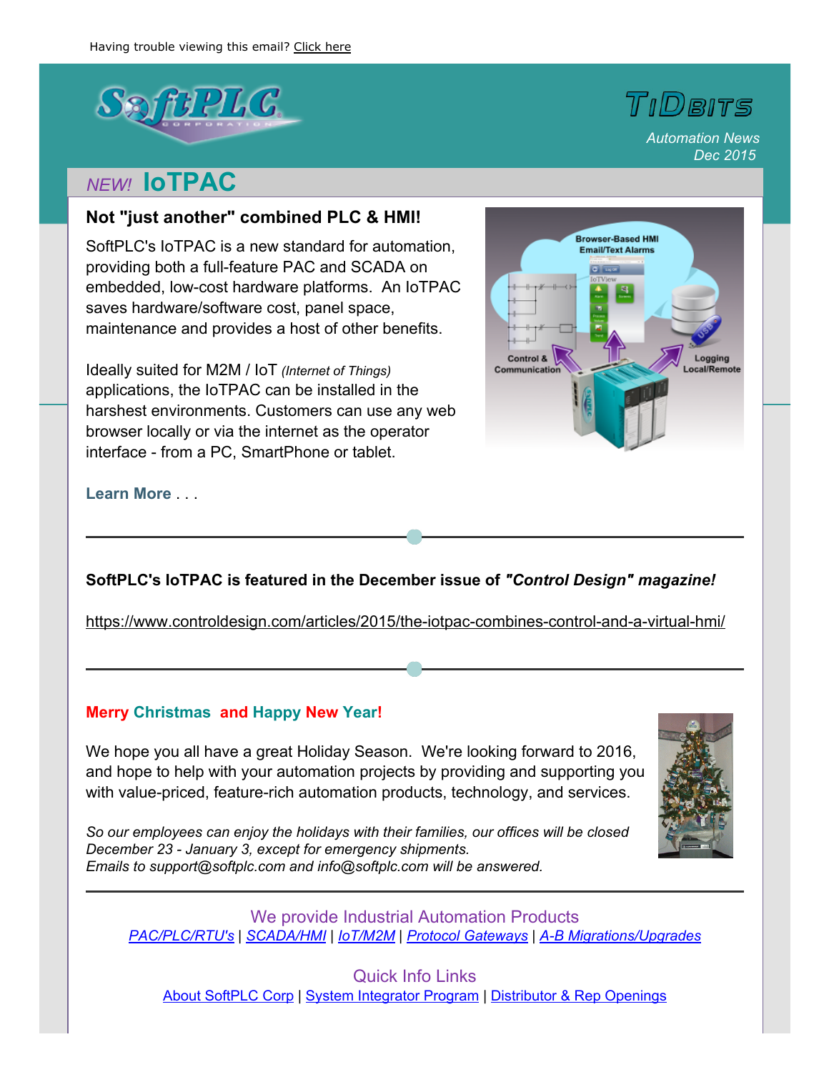Having trouble viewing this email? Click here

SoftPLC Corporation

**TiDBITS**

*Automation News*
*Dec 2015*

## *NEW!* IoTPAC

### Not "just another" combined PLC & HMI!

SoftPLC's IoTPAC is a new standard for automation, providing both a full-feature PAC and SCADA on embedded, low-cost hardware platforms. An IoTPAC saves hardware/software cost, panel space, maintenance and provides a host of other benefits.

Ideally suited for M2M / IoT *(Internet of Things)* applications, the IoTPAC can be installed in the harshest environments. Customers can use any web browser locally or via the internet as the operator interface - from a PC, SmartPhone or tablet.

**Learn More** . . .

---

**SoftPLC's IoTPAC is featured in the December issue of *"Control Design" magazine!***

https://www.controldesign.com/articles/2015/the-iotpac-combines-control-and-a-virtual-hmi/

---

**Merry Christmas and Happy New Year!**

We hope you all have a great Holiday Season. We're looking forward to 2016, and hope to help with your automation projects by providing and supporting you with value-priced, feature-rich automation products, technology, and services.

*So our employees can enjoy the holidays with their families, our offices will be closed December 23 - January 3, except for emergency shipments.*
*Emails to support@softplc.com and info@softplc.com will be answered.*

---

We provide Industrial Automation Products

*PAC/PLC/RTU's* | *SCADA/HMI* | *IoT/M2M* | *Protocol Gateways* | *A-B Migrations/Upgrades*

Quick Info Links

About SoftPLC Corp | System Integrator Program | Distributor & Rep Openings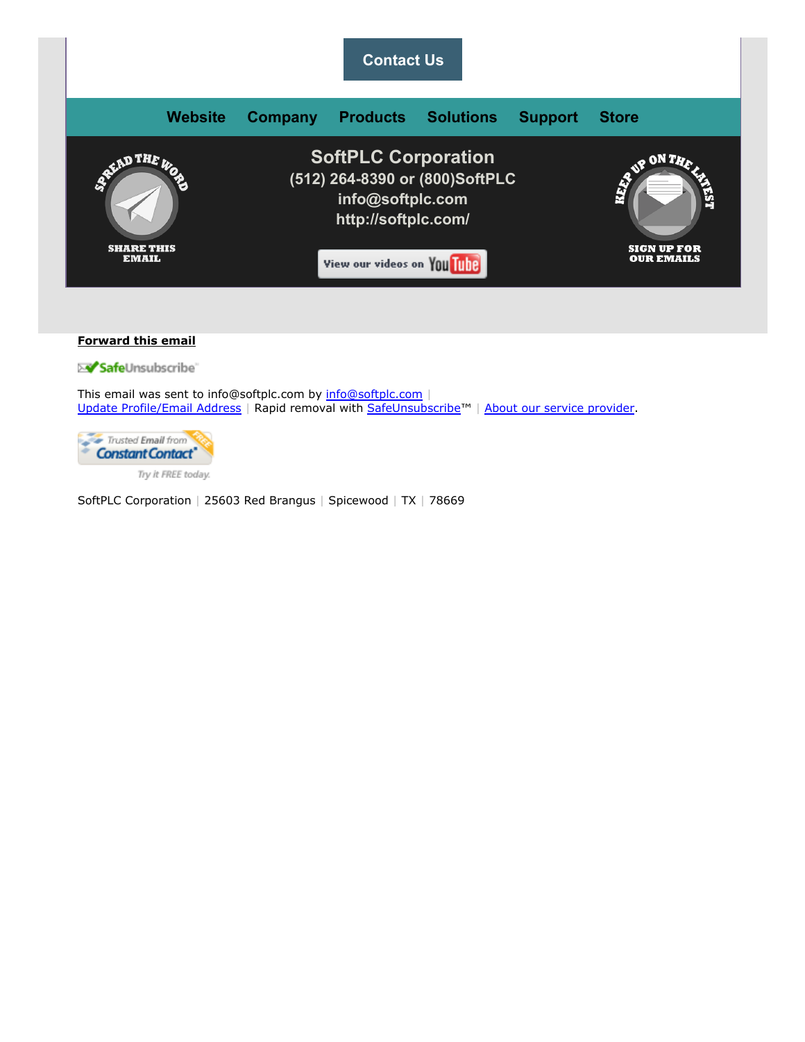Contact Us

Website Company Products Solutions Support Store

SPREAD THE WORD

SHARE THIS EMAIL

**SoftPLC Corporation**
**(512) 264-8390 or (800)SoftPLC**
**info@softplc.com**
**http://softplc.com/**

View our videos on YouTube

KEEP UP ON THE LATEST

SIGN UP FOR OUR EMAILS

**Forward this email**

SafeUnsubscribe™

This email was sent to info@softplc.com by info@softplc.com |
Update Profile/Email Address | Rapid removal with SafeUnsubscribe™ | About our service provider.

Trusted Email from Constant Contact® FREE
Try it FREE today.

SoftPLC Corporation | 25603 Red Brangus | Spicewood | TX | 78669